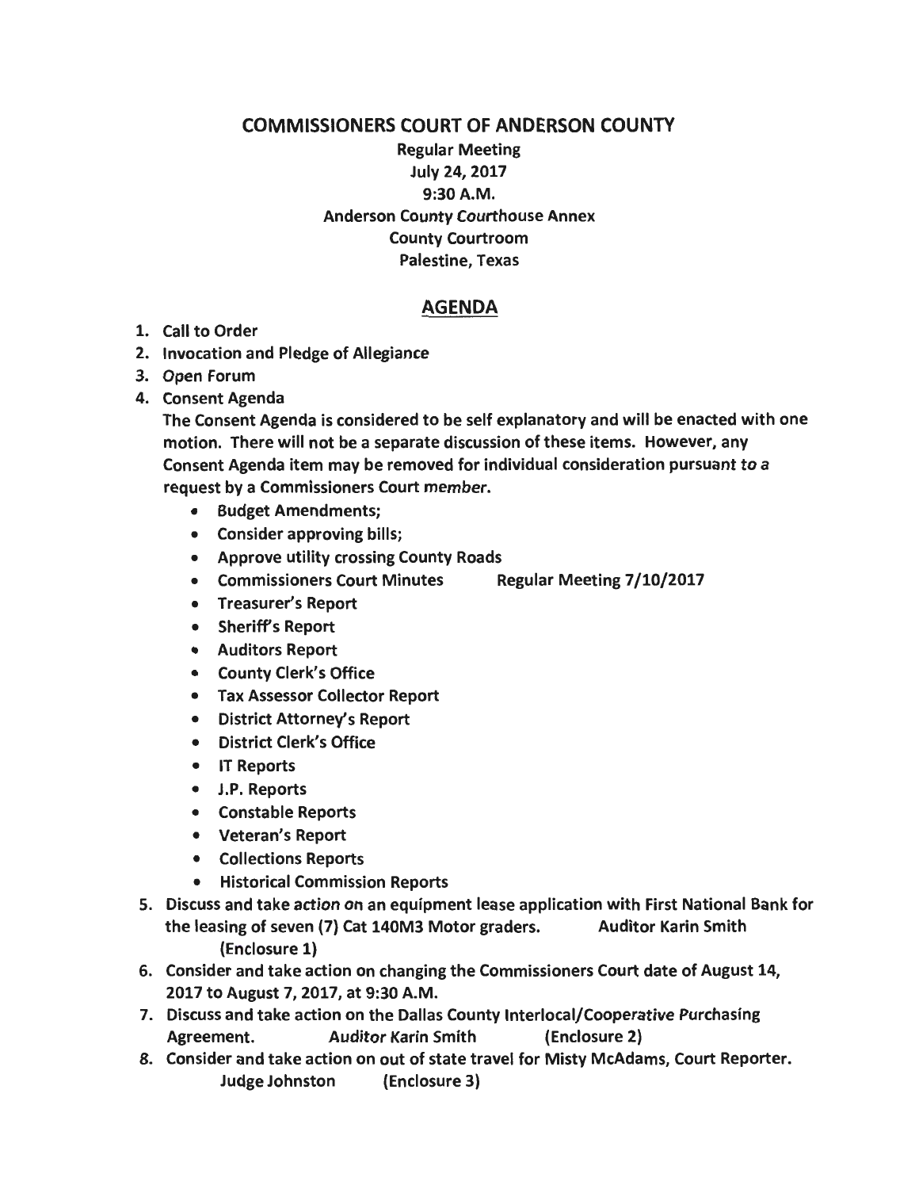# COMMISSIONERS COURT OF ANDERSON COUNTY

**Regular Meeting**
**July 24, 2017**
**9:30 A.M.**
**Anderson County Courthouse Annex**
**County Courtroom**
**Palestine, Texas**

## AGENDA

1. Call to Order
2. Invocation and Pledge of Allegiance
3. Open Forum
4. Consent Agenda
   The Consent Agenda is considered to be self explanatory and will be enacted with one motion. There will not be a separate discussion of these items. However, any Consent Agenda item may be removed for individual consideration pursuant to a request by a Commissioners Court member.
   - Budget Amendments;
   - Consider approving bills;
   - Approve utility crossing County Roads
   - Commissioners Court Minutes Regular Meeting 7/10/2017
   - Treasurer's Report
   - Sheriff's Report
   - Auditors Report
   - County Clerk's Office
   - Tax Assessor Collector Report
   - District Attorney's Report
   - District Clerk's Office
   - IT Reports
   - J.P. Reports
   - Constable Reports
   - Veteran's Report
   - Collections Reports
   - Historical Commission Reports
5. Discuss and take action on an equipment lease application with First National Bank for the leasing of seven (7) Cat 140M3 Motor graders. Auditor Karin Smith (Enclosure 1)
6. Consider and take action on changing the Commissioners Court date of August 14, 2017 to August 7, 2017, at 9:30 A.M.
7. Discuss and take action on the Dallas County Interlocal/Cooperative Purchasing Agreement. Auditor Karin Smith (Enclosure 2)
8. Consider and take action on out of state travel for Misty McAdams, Court Reporter. Judge Johnston (Enclosure 3)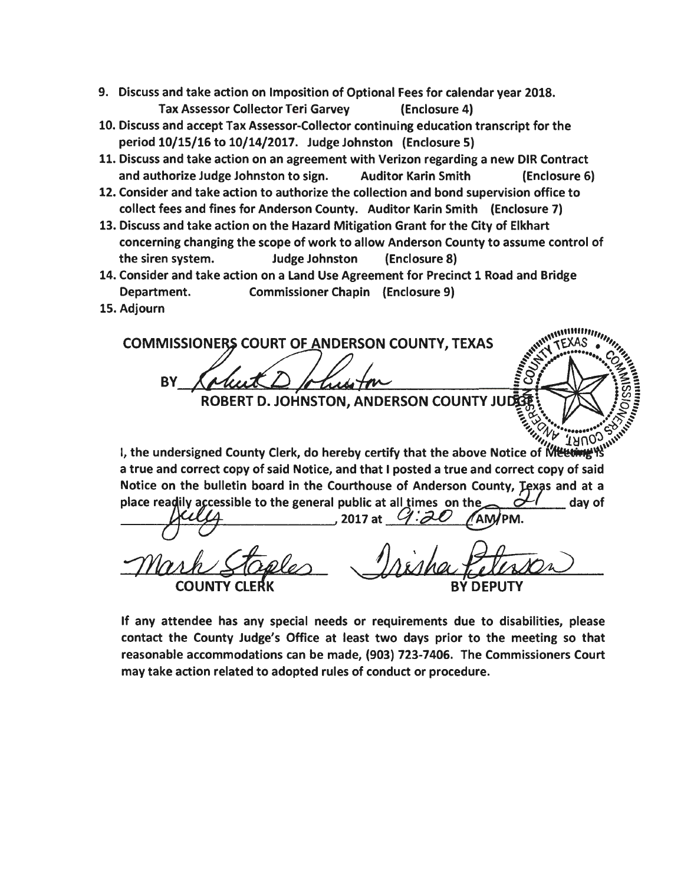9. Discuss and take action on Imposition of Optional Fees for calendar year 2018. Tax Assessor Collector Teri Garvey (Enclosure 4)
10. Discuss and accept Tax Assessor-Collector continuing education transcript for the period 10/15/16 to 10/14/2017. Judge Johnston (Enclosure 5)
11. Discuss and take action on an agreement with Verizon regarding a new DIR Contract and authorize Judge Johnston to sign. Auditor Karin Smith (Enclosure 6)
12. Consider and take action to authorize the collection and bond supervision office to collect fees and fines for Anderson County. Auditor Karin Smith (Enclosure 7)
13. Discuss and take action on the Hazard Mitigation Grant for the City of Elkhart concerning changing the scope of work to allow Anderson County to assume control of the siren system. Judge Johnston (Enclosure 8)
14. Consider and take action on a Land Use Agreement for Precinct 1 Road and Bridge Department. Commissioner Chapin (Enclosure 9)
15. Adjourn

**COMMISSIONERS COURT OF ANDERSON COUNTY, TEXAS**

BY *Robert D Johnston*
**ROBERT D. JOHNSTON, ANDERSON COUNTY JUDGE**

I, the undersigned County Clerk, do hereby certify that the above Notice of Meeting is a true and correct copy of said Notice, and that I posted a true and correct copy of said Notice on the bulletin board in the Courthouse of Anderson County, Texas and at a place readily accessible to the general public at all times on the 21 day of July, 2017 at 9:20 AM/PM.

*Mark Staples* — **COUNTY CLERK**

*Trisha Peterson* — **BY DEPUTY**

If any attendee has any special needs or requirements due to disabilities, please contact the County Judge's Office at least two days prior to the meeting so that reasonable accommodations can be made, (903) 723-7406. The Commissioners Court may take action related to adopted rules of conduct or procedure.